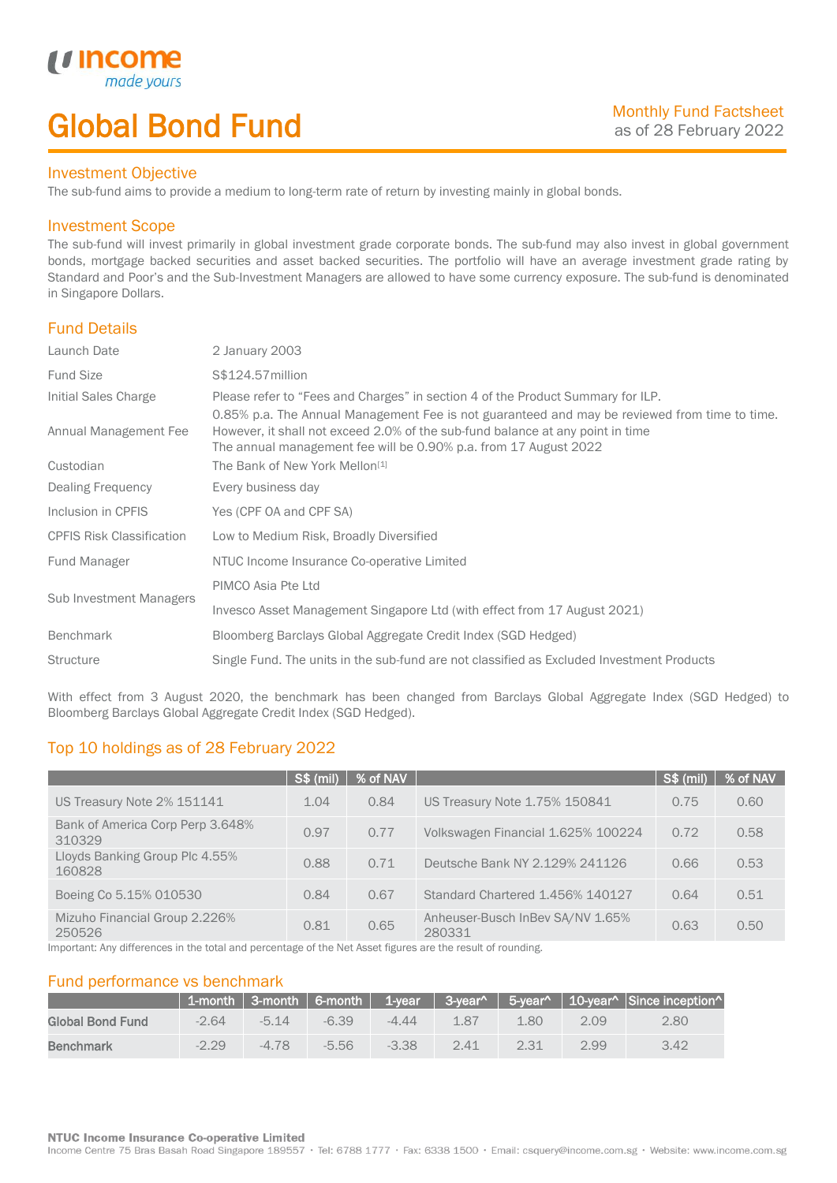# Global Bond Fund

Monthly Fund Factsheet
as of 28 February 2022

## Investment Objective

The sub-fund aims to provide a medium to long-term rate of return by investing mainly in global bonds.

## Investment Scope

The sub-fund will invest primarily in global investment grade corporate bonds. The sub-fund may also invest in global government bonds, mortgage backed securities and asset backed securities. The portfolio will have an average investment grade rating by Standard and Poor's and the Sub-Investment Managers are allowed to have some currency exposure. The sub-fund is denominated in Singapore Dollars.

## Fund Details

| | |
|---|---|
| Launch Date | 2 January 2003 |
| Fund Size | S$124.57million |
| Initial Sales Charge | Please refer to "Fees and Charges" in section 4 of the Product Summary for ILP. |
| Annual Management Fee | 0.85% p.a. The Annual Management Fee is not guaranteed and may be reviewed from time to time. However, it shall not exceed 2.0% of the sub-fund balance at any point in time The annual management fee will be 0.90% p.a. from 17 August 2022 |
| Custodian | The Bank of New York Mellon[1] |
| Dealing Frequency | Every business day |
| Inclusion in CPFIS | Yes (CPF OA and CPF SA) |
| CPFIS Risk Classification | Low to Medium Risk, Broadly Diversified |
| Fund Manager | NTUC Income Insurance Co-operative Limited |
| Sub Investment Managers | PIMCO Asia Pte Ltd<br>Invesco Asset Management Singapore Ltd (with effect from 17 August 2021) |
| Benchmark | Bloomberg Barclays Global Aggregate Credit Index (SGD Hedged) |
| Structure | Single Fund. The units in the sub-fund are not classified as Excluded Investment Products |

With effect from 3 August 2020, the benchmark has been changed from Barclays Global Aggregate Index (SGD Hedged) to Bloomberg Barclays Global Aggregate Credit Index (SGD Hedged).

## Top 10 holdings as of 28 February 2022

| | S$ (mil) | % of NAV | | S$ (mil) | % of NAV |
|---|---|---|---|---|---|
| US Treasury Note 2% 151141 | 1.04 | 0.84 | US Treasury Note 1.75% 150841 | 0.75 | 0.60 |
| Bank of America Corp Perp 3.648% 310329 | 0.97 | 0.77 | Volkswagen Financial 1.625% 100224 | 0.72 | 0.58 |
| Lloyds Banking Group Plc 4.55% 160828 | 0.88 | 0.71 | Deutsche Bank NY 2.129% 241126 | 0.66 | 0.53 |
| Boeing Co 5.15% 010530 | 0.84 | 0.67 | Standard Chartered 1.456% 140127 | 0.64 | 0.51 |
| Mizuho Financial Group 2.226% 250526 | 0.81 | 0.65 | Anheuser-Busch InBev SA/NV 1.65% 280331 | 0.63 | 0.50 |

Important: Any differences in the total and percentage of the Net Asset figures are the result of rounding.

## Fund performance vs benchmark

| | 1-month | 3-month | 6-month | 1-year | 3-year^ | 5-year^ | 10-year^ | Since inception^ |
|---|---|---|---|---|---|---|---|---|
| **Global Bond Fund** | -2.64 | -5.14 | -6.39 | -4.44 | 1.87 | 1.80 | 2.09 | 2.80 |
| **Benchmark** | -2.29 | -4.78 | -5.56 | -3.38 | 2.41 | 2.31 | 2.99 | 3.42 |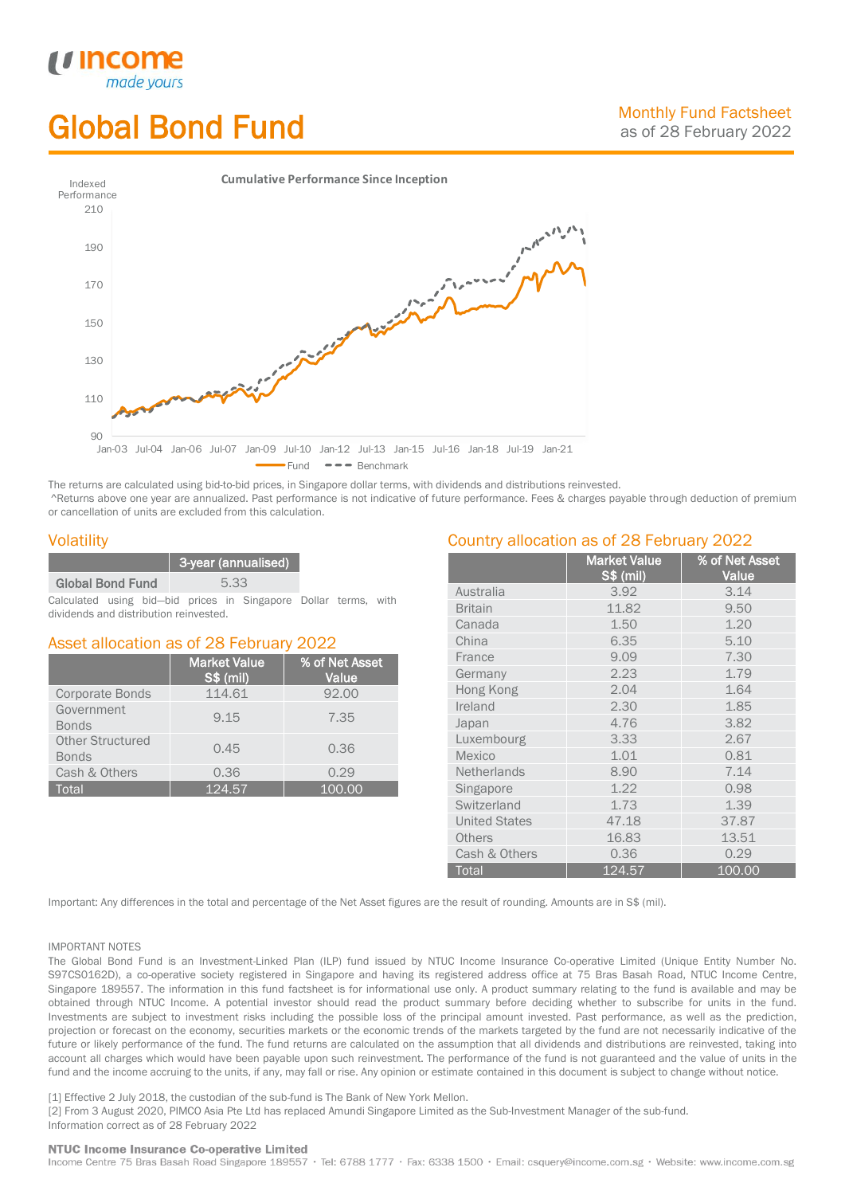income
made yours

# Global Bond Fund

Monthly Fund Factsheet
as of 28 February 2022

Cumulative Performance Since Inception

Indexed Performance

210
190
170
150
130
110
90

Jan-03 Jul-04 Jan-06 Jul-07 Jan-09 Jul-10 Jan-12 Jul-13 Jan-15 Jul-16 Jan-18 Jul-19 Jan-21

Fund — Benchmark

The returns are calculated using bid-to-bid prices, in Singapore dollar terms, with dividends and distributions reinvested.
^Returns above one year are annualized. Past performance is not indicative of future performance. Fees & charges payable through deduction of premium or cancellation of units are excluded from this calculation.

## Volatility

| | 3-year (annualised) |
|---|---|
| Global Bond Fund | 5.33 |

Calculated using bid–bid prices in Singapore Dollar terms, with dividends and distribution reinvested.

## Asset allocation as of 28 February 2022

| | Market Value S$ (mil) | % of Net Asset Value |
|---|---|---|
| Corporate Bonds | 114.61 | 92.00 |
| Government Bonds | 9.15 | 7.35 |
| Other Structured Bonds | 0.45 | 0.36 |
| Cash & Others | 0.36 | 0.29 |
| Total | 124.57 | 100.00 |

## Country allocation as of 28 February 2022

| | Market Value S$ (mil) | % of Net Asset Value |
|---|---|---|
| Australia | 3.92 | 3.14 |
| Britain | 11.82 | 9.50 |
| Canada | 1.50 | 1.20 |
| China | 6.35 | 5.10 |
| France | 9.09 | 7.30 |
| Germany | 2.23 | 1.79 |
| Hong Kong | 2.04 | 1.64 |
| Ireland | 2.30 | 1.85 |
| Japan | 4.76 | 3.82 |
| Luxembourg | 3.33 | 2.67 |
| Mexico | 1.01 | 0.81 |
| Netherlands | 8.90 | 7.14 |
| Singapore | 1.22 | 0.98 |
| Switzerland | 1.73 | 1.39 |
| United States | 47.18 | 37.87 |
| Others | 16.83 | 13.51 |
| Cash & Others | 0.36 | 0.29 |
| Total | 124.57 | 100.00 |

Important: Any differences in the total and percentage of the Net Asset figures are the result of rounding. Amounts are in S$ (mil).

IMPORTANT NOTES

The Global Bond Fund is an Investment-Linked Plan (ILP) fund issued by NTUC Income Insurance Co-operative Limited (Unique Entity Number No. S97CS0162D), a co-operative society registered in Singapore and having its registered address office at 75 Bras Basah Road, NTUC Income Centre, Singapore 189557. The information in this fund factsheet is for informational use only. A product summary relating to the fund is available and may be obtained through NTUC Income. A potential investor should read the product summary before deciding whether to subscribe for units in the fund. Investments are subject to investment risks including the possible loss of the principal amount invested. Past performance, as well as the prediction, projection or forecast on the economy, securities markets or the economic trends of the markets targeted by the fund are not necessarily indicative of the future or likely performance of the fund. The fund returns are calculated on the assumption that all dividends and distributions are reinvested, taking into account all charges which would have been payable upon such reinvestment. The performance of the fund is not guaranteed and the value of units in the fund and the income accruing to the units, if any, may fall or rise. Any opinion or estimate contained in this document is subject to change without notice.

[1] Effective 2 July 2018, the custodian of the sub-fund is The Bank of New York Mellon.
[2] From 3 August 2020, PIMCO Asia Pte Ltd has replaced Amundi Singapore Limited as the Sub-Investment Manager of the sub-fund.
Information correct as of 28 February 2022

**NTUC Income Insurance Co-operative Limited**
Income Centre 75 Bras Basah Road Singapore 189557 · Tel: 6788 1777 · Fax: 6338 1500 · Email: csquery@income.com.sg · Website: www.income.com.sg